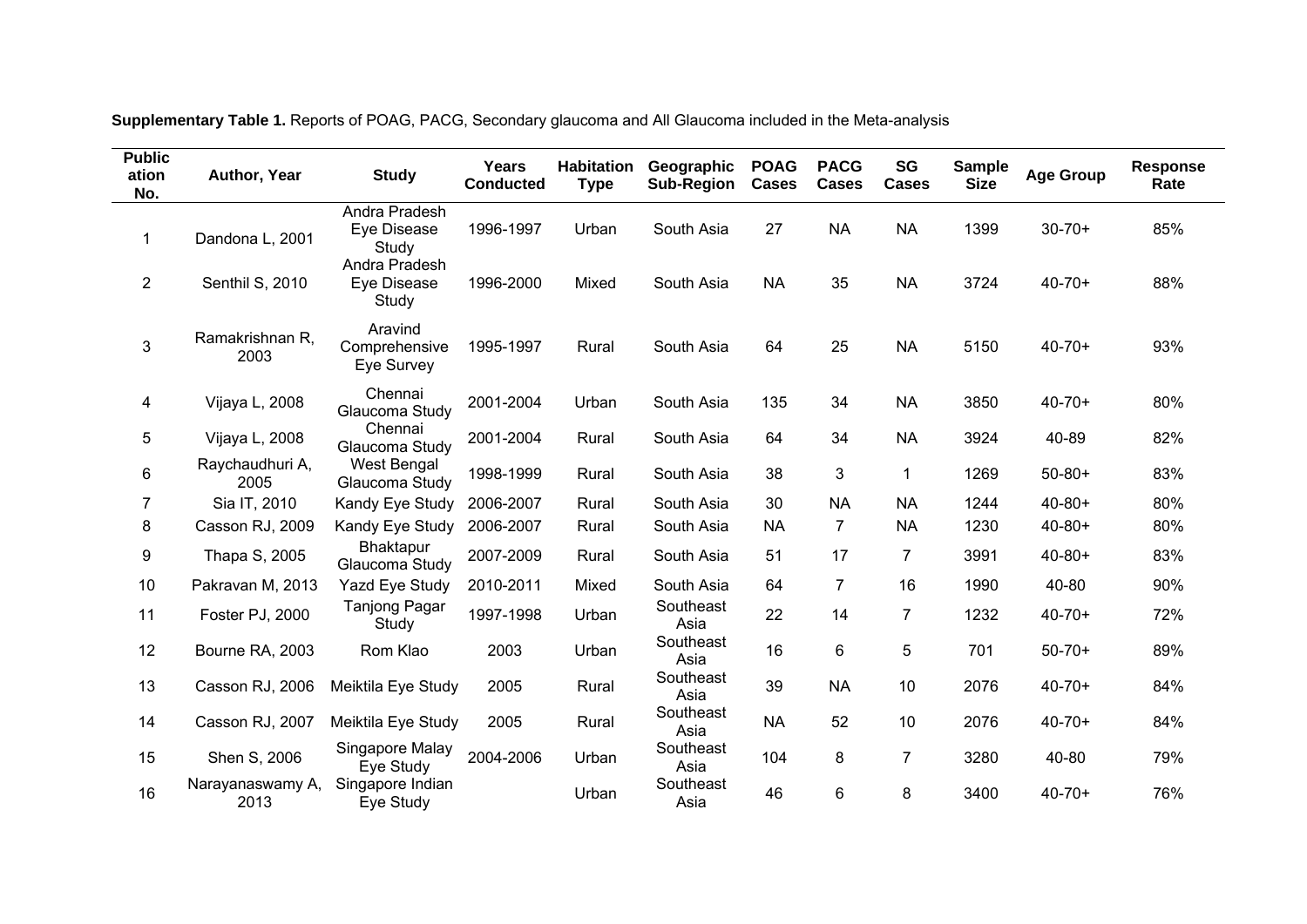**Supplementary Table 1.** Reports of POAG, PACG, Secondary glaucoma and All Glaucoma included in the Meta-analysis

| Publication No. | Author, Year | Study | Years Conducted | Habitation Type | Geographic Sub-Region | POAG Cases | PACG Cases | SG Cases | Sample Size | Age Group | Response Rate |
|---|---|---|---|---|---|---|---|---|---|---|---|
| 1 | Dandona L, 2001 | Andra Pradesh Eye Disease Study | 1996-1997 | Urban | South Asia | 27 | NA | NA | 1399 | 30-70+ | 85% |
| 2 | Senthil S, 2010 | Andra Pradesh Eye Disease Study | 1996-2000 | Mixed | South Asia | NA | 35 | NA | 3724 | 40-70+ | 88% |
| 3 | Ramakrishnan R, 2003 | Aravind Comprehensive Eye Survey | 1995-1997 | Rural | South Asia | 64 | 25 | NA | 5150 | 40-70+ | 93% |
| 4 | Vijaya L, 2008 | Chennai Glaucoma Study | 2001-2004 | Urban | South Asia | 135 | 34 | NA | 3850 | 40-70+ | 80% |
| 5 | Vijaya L, 2008 | Chennai Glaucoma Study | 2001-2004 | Rural | South Asia | 64 | 34 | NA | 3924 | 40-89 | 82% |
| 6 | Raychaudhuri A, 2005 | West Bengal Glaucoma Study | 1998-1999 | Rural | South Asia | 38 | 3 | 1 | 1269 | 50-80+ | 83% |
| 7 | Sia IT, 2010 | Kandy Eye Study | 2006-2007 | Rural | South Asia | 30 | NA | NA | 1244 | 40-80+ | 80% |
| 8 | Casson RJ, 2009 | Kandy Eye Study | 2006-2007 | Rural | South Asia | NA | 7 | NA | 1230 | 40-80+ | 80% |
| 9 | Thapa S, 2005 | Bhaktapur Glaucoma Study | 2007-2009 | Rural | South Asia | 51 | 17 | 7 | 3991 | 40-80+ | 83% |
| 10 | Pakravan M, 2013 | Yazd Eye Study | 2010-2011 | Mixed | South Asia | 64 | 7 | 16 | 1990 | 40-80 | 90% |
| 11 | Foster PJ, 2000 | Tanjong Pagar Study | 1997-1998 | Urban | Southeast Asia | 22 | 14 | 7 | 1232 | 40-70+ | 72% |
| 12 | Bourne RA, 2003 | Rom Klao | 2003 | Urban | Southeast Asia | 16 | 6 | 5 | 701 | 50-70+ | 89% |
| 13 | Casson RJ, 2006 | Meiktila Eye Study | 2005 | Rural | Southeast Asia | 39 | NA | 10 | 2076 | 40-70+ | 84% |
| 14 | Casson RJ, 2007 | Meiktila Eye Study | 2005 | Rural | Southeast Asia | NA | 52 | 10 | 2076 | 40-70+ | 84% |
| 15 | Shen S, 2006 | Singapore Malay Eye Study | 2004-2006 | Urban | Southeast Asia | 104 | 8 | 7 | 3280 | 40-80 | 79% |
| 16 | Narayanaswamy A, 2013 | Singapore Indian Eye Study | | Urban | Southeast Asia | 46 | 6 | 8 | 3400 | 40-70+ | 76% |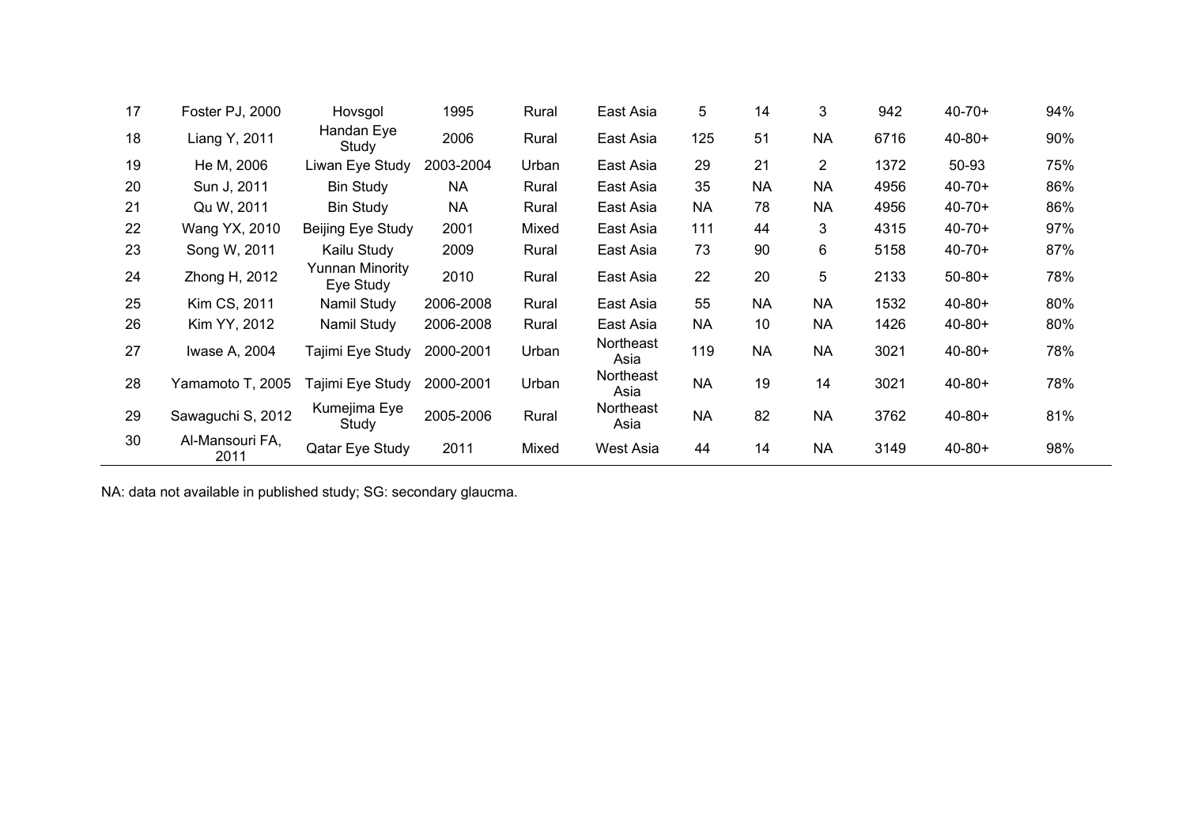| | | | | | | | | | | | |
|---|---|---|---|---|---|---|---|---|---|---|---|
| 17 | Foster PJ, 2000 | Hovsgol | 1995 | Rural | East Asia | 5 | 14 | 3 | 942 | 40-70+ | 94% |
| 18 | Liang Y, 2011 | Handan Eye Study | 2006 | Rural | East Asia | 125 | 51 | NA | 6716 | 40-80+ | 90% |
| 19 | He M, 2006 | Liwan Eye Study | 2003-2004 | Urban | East Asia | 29 | 21 | 2 | 1372 | 50-93 | 75% |
| 20 | Sun J, 2011 | Bin Study | NA | Rural | East Asia | 35 | NA | NA | 4956 | 40-70+ | 86% |
| 21 | Qu W, 2011 | Bin Study | NA | Rural | East Asia | NA | 78 | NA | 4956 | 40-70+ | 86% |
| 22 | Wang YX, 2010 | Beijing Eye Study | 2001 | Mixed | East Asia | 111 | 44 | 3 | 4315 | 40-70+ | 97% |
| 23 | Song W, 2011 | Kailu Study | 2009 | Rural | East Asia | 73 | 90 | 6 | 5158 | 40-70+ | 87% |
| 24 | Zhong H, 2012 | Yunnan Minority Eye Study | 2010 | Rural | East Asia | 22 | 20 | 5 | 2133 | 50-80+ | 78% |
| 25 | Kim CS, 2011 | Namil Study | 2006-2008 | Rural | East Asia | 55 | NA | NA | 1532 | 40-80+ | 80% |
| 26 | Kim YY, 2012 | Namil Study | 2006-2008 | Rural | East Asia | NA | 10 | NA | 1426 | 40-80+ | 80% |
| 27 | Iwase A, 2004 | Tajimi Eye Study | 2000-2001 | Urban | Northeast Asia | 119 | NA | NA | 3021 | 40-80+ | 78% |
| 28 | Yamamoto T, 2005 | Tajimi Eye Study | 2000-2001 | Urban | Northeast Asia | NA | 19 | 14 | 3021 | 40-80+ | 78% |
| 29 | Sawaguchi S, 2012 | Kumejima Eye Study | 2005-2006 | Rural | Northeast Asia | NA | 82 | NA | 3762 | 40-80+ | 81% |
| 30 | Al-Mansouri FA, 2011 | Qatar Eye Study | 2011 | Mixed | West Asia | 44 | 14 | NA | 3149 | 40-80+ | 98% |

NA: data not available in published study; SG: secondary glaucma.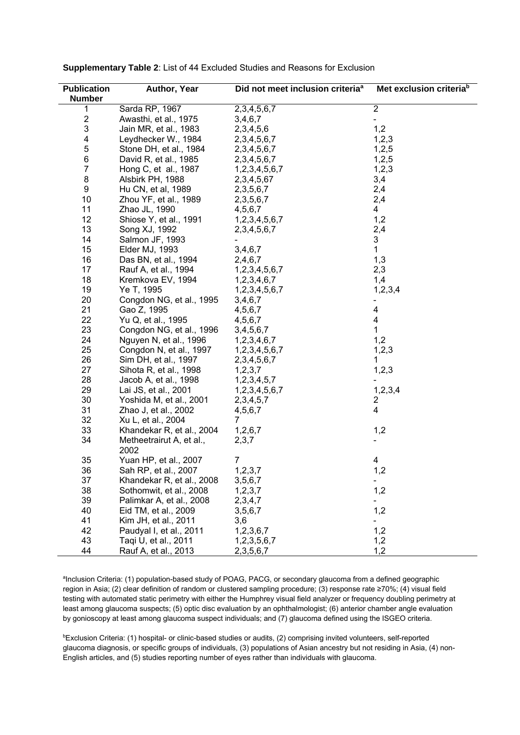**Supplementary Table 2**: List of 44 Excluded Studies and Reasons for Exclusion

| Publication Number | Author, Year | Did not meet inclusion criteria[a] | Met exclusion criteria[b] |
|---|---|---|---|
| 1 | Sarda RP, 1967 | 2,3,4,5,6,7 | 2 |
| 2 | Awasthi, et al., 1975 | 3,4,6,7 | - |
| 3 | Jain MR, et al., 1983 | 2,3,4,5,6 | 1,2 |
| 4 | Leydhecker W., 1984 | 2,3,4,5,6,7 | 1,2,3 |
| 5 | Stone DH, et al., 1984 | 2,3,4,5,6,7 | 1,2,5 |
| 6 | David R, et al., 1985 | 2,3,4,5,6,7 | 1,2,5 |
| 7 | Hong C, et al., 1987 | 1,2,3,4,5,6,7 | 1,2,3 |
| 8 | Alsbirk PH, 1988 | 2,3,4,5,67 | 3,4 |
| 9 | Hu CN, et al, 1989 | 2,3,5,6,7 | 2,4 |
| 10 | Zhou YF, et al., 1989 | 2,3,5,6,7 | 2,4 |
| 11 | Zhao JL, 1990 | 4,5,6,7 | 4 |
| 12 | Shiose Y, et al., 1991 | 1,2,3,4,5,6,7 | 1,2 |
| 13 | Song XJ, 1992 | 2,3,4,5,6,7 | 2,4 |
| 14 | Salmon JF, 1993 | - | 3 |
| 15 | Elder MJ, 1993 | 3,4,6,7 | 1 |
| 16 | Das BN, et al., 1994 | 2,4,6,7 | 1,3 |
| 17 | Rauf A, et al., 1994 | 1,2,3,4,5,6,7 | 2,3 |
| 18 | Kremkova EV, 1994 | 1,2,3,4,6,7 | 1,4 |
| 19 | Ye T, 1995 | 1,2,3,4,5,6,7 | 1,2,3,4 |
| 20 | Congdon NG, et al., 1995 | 3,4,6,7 | - |
| 21 | Gao Z, 1995 | 4,5,6,7 | 4 |
| 22 | Yu Q, et al., 1995 | 4,5,6,7 | 4 |
| 23 | Congdon NG, et al., 1996 | 3,4,5,6,7 | 1 |
| 24 | Nguyen N, et al., 1996 | 1,2,3,4,6,7 | 1,2 |
| 25 | Congdon N, et al., 1997 | 1,2,3,4,5,6,7 | 1,2,3 |
| 26 | Sim DH, et al., 1997 | 2,3,4,5,6,7 | 1 |
| 27 | Sihota R, et al., 1998 | 1,2,3,7 | 1,2,3 |
| 28 | Jacob A, et al., 1998 | 1,2,3,4,5,7 | - |
| 29 | Lai JS, et al., 2001 | 1,2,3,4,5,6,7 | 1,2,3,4 |
| 30 | Yoshida M, et al., 2001 | 2,3,4,5,7 | 2 |
| 31 | Zhao J, et al., 2002 | 4,5,6,7 | 4 |
| 32 | Xu L, et al., 2004 | 7 | |
| 33 | Khandekar R, et al., 2004 | 1,2,6,7 | 1,2 |
| 34 | Metheetrairut A, et al., 2002 | 2,3,7 | - |
| 35 | Yuan HP, et al., 2007 | 7 | 4 |
| 36 | Sah RP, et al., 2007 | 1,2,3,7 | 1,2 |
| 37 | Khandekar R, et al., 2008 | 3,5,6,7 | - |
| 38 | Sothomwit, et al., 2008 | 1,2,3,7 | 1,2 |
| 39 | Palimkar A, et al., 2008 | 2,3,4,7 | - |
| 40 | Eid TM, et al., 2009 | 3,5,6,7 | 1,2 |
| 41 | Kim JH, et al., 2011 | 3,6 | - |
| 42 | Paudyal I, et al., 2011 | 1,2,3,6,7 | 1,2 |
| 43 | Taqi U, et al., 2011 | 1,2,3,5,6,7 | 1,2 |
| 44 | Rauf A, et al., 2013 | 2,3,5,6,7 | 1,2 |

[a]Inclusion Criteria: (1) population-based study of POAG, PACG, or secondary glaucoma from a defined geographic region in Asia; (2) clear definition of random or clustered sampling procedure; (3) response rate ≥70%; (4) visual field testing with automated static perimetry with either the Humphrey visual field analyzer or frequency doubling perimetry at least among glaucoma suspects; (5) optic disc evaluation by an ophthalmologist; (6) anterior chamber angle evaluation by gonioscopy at least among glaucoma suspect individuals; and (7) glaucoma defined using the ISGEO criteria.

[b]Exclusion Criteria: (1) hospital- or clinic-based studies or audits, (2) comprising invited volunteers, self-reported glaucoma diagnosis, or specific groups of individuals, (3) populations of Asian ancestry but not residing in Asia, (4) non-English articles, and (5) studies reporting number of eyes rather than individuals with glaucoma.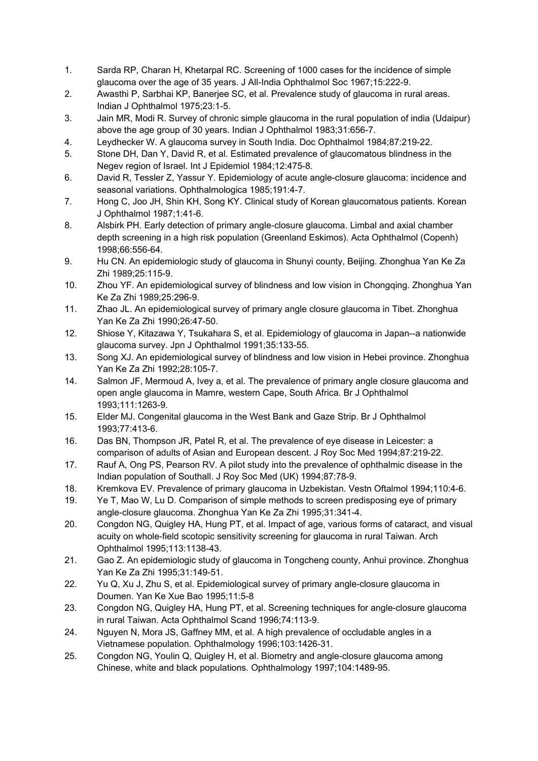1. Sarda RP, Charan H, Khetarpal RC. Screening of 1000 cases for the incidence of simple glaucoma over the age of 35 years. J All-India Ophthalmol Soc 1967;15:222-9.
2. Awasthi P, Sarbhai KP, Banerjee SC, et al. Prevalence study of glaucoma in rural areas. Indian J Ophthalmol 1975;23:1-5.
3. Jain MR, Modi R. Survey of chronic simple glaucoma in the rural population of india (Udaipur) above the age group of 30 years. Indian J Ophthalmol 1983;31:656-7.
4. Leydhecker W. A glaucoma survey in South India. Doc Ophthalmol 1984;87:219-22.
5. Stone DH, Dan Y, David R, et al. Estimated prevalence of glaucomatous blindness in the Negev region of Israel. Int J Epidemiol 1984;12:475-8.
6. David R, Tessler Z, Yassur Y. Epidemiology of acute angle-closure glaucoma: incidence and seasonal variations. Ophthalmologica 1985;191:4-7.
7. Hong C, Joo JH, Shin KH, Song KY. Clinical study of Korean glaucomatous patients. Korean J Ophthalmol 1987;1:41-6.
8. Alsbirk PH. Early detection of primary angle-closure glaucoma. Limbal and axial chamber depth screening in a high risk population (Greenland Eskimos). Acta Ophthalmol (Copenh) 1998;66:556-64.
9. Hu CN. An epidemiologic study of glaucoma in Shunyi county, Beijing. Zhonghua Yan Ke Za Zhi 1989;25:115-9.
10. Zhou YF. An epidemiological survey of blindness and low vision in Chongqing. Zhonghua Yan Ke Za Zhi 1989;25:296-9.
11. Zhao JL. An epidemiological survey of primary angle closure glaucoma in Tibet. Zhonghua Yan Ke Za Zhi 1990;26:47-50.
12. Shiose Y, Kitazawa Y, Tsukahara S, et al. Epidemiology of glaucoma in Japan--a nationwide glaucoma survey. Jpn J Ophthalmol 1991;35:133-55.
13. Song XJ. An epidemiological survey of blindness and low vision in Hebei province. Zhonghua Yan Ke Za Zhi 1992;28:105-7.
14. Salmon JF, Mermoud A, Ivey a, et al. The prevalence of primary angle closure glaucoma and open angle glaucoma in Mamre, western Cape, South Africa. Br J Ophthalmol 1993;111:1263-9.
15. Elder MJ. Congenital glaucoma in the West Bank and Gaze Strip. Br J Ophthalmol 1993;77:413-6.
16. Das BN, Thompson JR, Patel R, et al. The prevalence of eye disease in Leicester: a comparison of adults of Asian and European descent. J Roy Soc Med 1994;87:219-22.
17. Rauf A, Ong PS, Pearson RV. A pilot study into the prevalence of ophthalmic disease in the Indian population of Southall. J Roy Soc Med (UK) 1994;87:78-9.
18. Kremkova EV. Prevalence of primary glaucoma in Uzbekistan. Vestn Oftalmol 1994;110:4-6.
19. Ye T, Mao W, Lu D. Comparison of simple methods to screen predisposing eye of primary angle-closure glaucoma. Zhonghua Yan Ke Za Zhi 1995;31:341-4.
20. Congdon NG, Quigley HA, Hung PT, et al. Impact of age, various forms of cataract, and visual acuity on whole-field scotopic sensitivity screening for glaucoma in rural Taiwan. Arch Ophthalmol 1995;113:1138-43.
21. Gao Z. An epidemiologic study of glaucoma in Tongcheng county, Anhui province. Zhonghua Yan Ke Za Zhi 1995;31:149-51.
22. Yu Q, Xu J, Zhu S, et al. Epidemiological survey of primary angle-closure glaucoma in Doumen. Yan Ke Xue Bao 1995;11:5-8
23. Congdon NG, Quigley HA, Hung PT, et al. Screening techniques for angle-closure glaucoma in rural Taiwan. Acta Ophthalmol Scand 1996;74:113-9.
24. Nguyen N, Mora JS, Gaffney MM, et al. A high prevalence of occludable angles in a Vietnamese population. Ophthalmology 1996;103:1426-31.
25. Congdon NG, Youlin Q, Quigley H, et al. Biometry and angle-closure glaucoma among Chinese, white and black populations. Ophthalmology 1997;104:1489-95.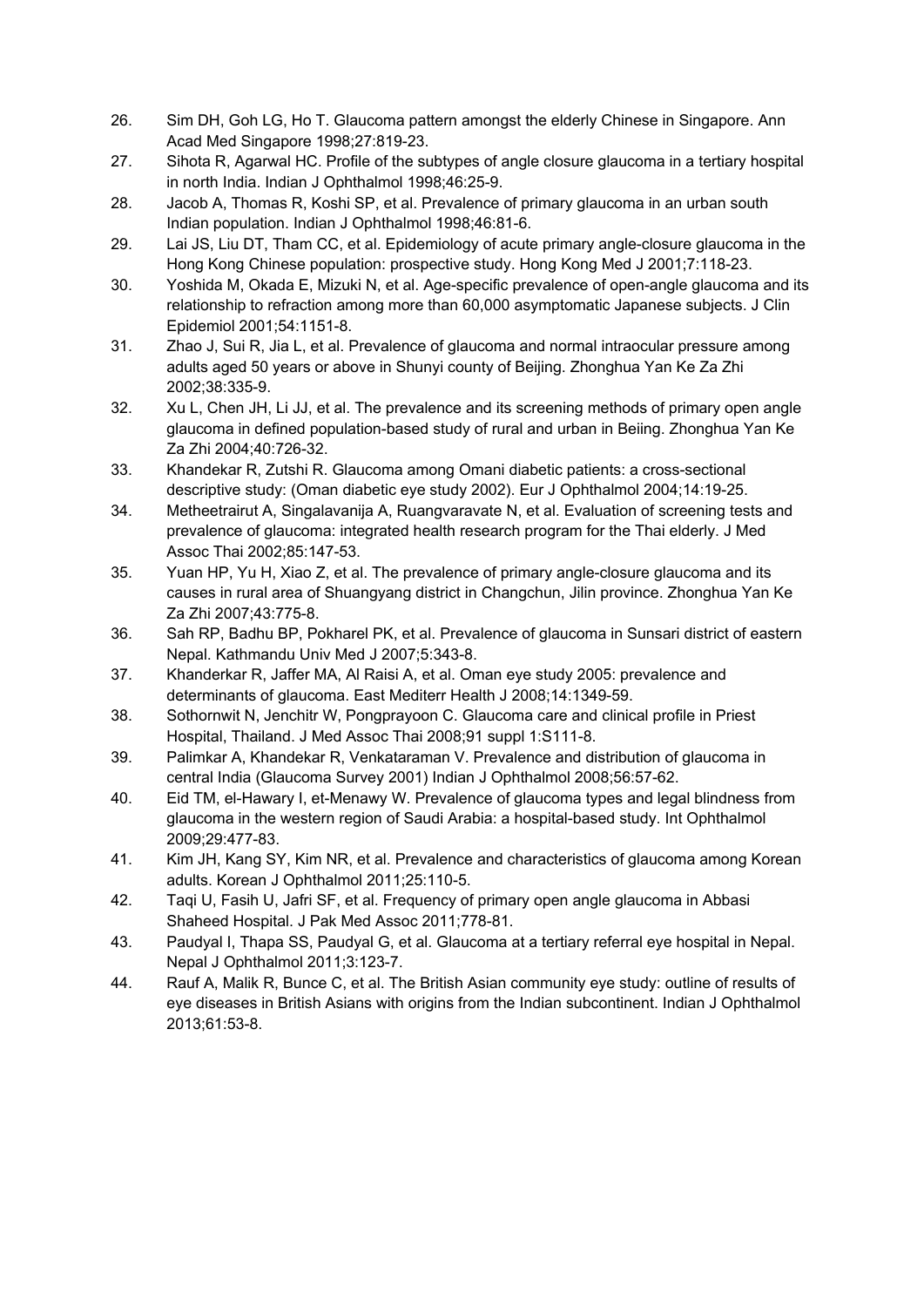26. Sim DH, Goh LG, Ho T. Glaucoma pattern amongst the elderly Chinese in Singapore. Ann Acad Med Singapore 1998;27:819-23.
27. Sihota R, Agarwal HC. Profile of the subtypes of angle closure glaucoma in a tertiary hospital in north India. Indian J Ophthalmol 1998;46:25-9.
28. Jacob A, Thomas R, Koshi SP, et al. Prevalence of primary glaucoma in an urban south Indian population. Indian J Ophthalmol 1998;46:81-6.
29. Lai JS, Liu DT, Tham CC, et al. Epidemiology of acute primary angle-closure glaucoma in the Hong Kong Chinese population: prospective study. Hong Kong Med J 2001;7:118-23.
30. Yoshida M, Okada E, Mizuki N, et al. Age-specific prevalence of open-angle glaucoma and its relationship to refraction among more than 60,000 asymptomatic Japanese subjects. J Clin Epidemiol 2001;54:1151-8.
31. Zhao J, Sui R, Jia L, et al. Prevalence of glaucoma and normal intraocular pressure among adults aged 50 years or above in Shunyi county of Beijing. Zhonghua Yan Ke Za Zhi 2002;38:335-9.
32. Xu L, Chen JH, Li JJ, et al. The prevalence and its screening methods of primary open angle glaucoma in defined population-based study of rural and urban in Beiing. Zhonghua Yan Ke Za Zhi 2004;40:726-32.
33. Khandekar R, Zutshi R. Glaucoma among Omani diabetic patients: a cross-sectional descriptive study: (Oman diabetic eye study 2002). Eur J Ophthalmol 2004;14:19-25.
34. Metheetrairut A, Singalavanija A, Ruangvaravate N, et al. Evaluation of screening tests and prevalence of glaucoma: integrated health research program for the Thai elderly. J Med Assoc Thai 2002;85:147-53.
35. Yuan HP, Yu H, Xiao Z, et al. The prevalence of primary angle-closure glaucoma and its causes in rural area of Shuangyang district in Changchun, Jilin province. Zhonghua Yan Ke Za Zhi 2007;43:775-8.
36. Sah RP, Badhu BP, Pokharel PK, et al. Prevalence of glaucoma in Sunsari district of eastern Nepal. Kathmandu Univ Med J 2007;5:343-8.
37. Khanderkar R, Jaffer MA, Al Raisi A, et al. Oman eye study 2005: prevalence and determinants of glaucoma. East Mediterr Health J 2008;14:1349-59.
38. Sothornwit N, Jenchitr W, Pongprayoon C. Glaucoma care and clinical profile in Priest Hospital, Thailand. J Med Assoc Thai 2008;91 suppl 1:S111-8.
39. Palimkar A, Khandekar R, Venkataraman V. Prevalence and distribution of glaucoma in central India (Glaucoma Survey 2001) Indian J Ophthalmol 2008;56:57-62.
40. Eid TM, el-Hawary I, et-Menawy W. Prevalence of glaucoma types and legal blindness from glaucoma in the western region of Saudi Arabia: a hospital-based study. Int Ophthalmol 2009;29:477-83.
41. Kim JH, Kang SY, Kim NR, et al. Prevalence and characteristics of glaucoma among Korean adults. Korean J Ophthalmol 2011;25:110-5.
42. Taqi U, Fasih U, Jafri SF, et al. Frequency of primary open angle glaucoma in Abbasi Shaheed Hospital. J Pak Med Assoc 2011;778-81.
43. Paudyal I, Thapa SS, Paudyal G, et al. Glaucoma at a tertiary referral eye hospital in Nepal. Nepal J Ophthalmol 2011;3:123-7.
44. Rauf A, Malik R, Bunce C, et al. The British Asian community eye study: outline of results of eye diseases in British Asians with origins from the Indian subcontinent. Indian J Ophthalmol 2013;61:53-8.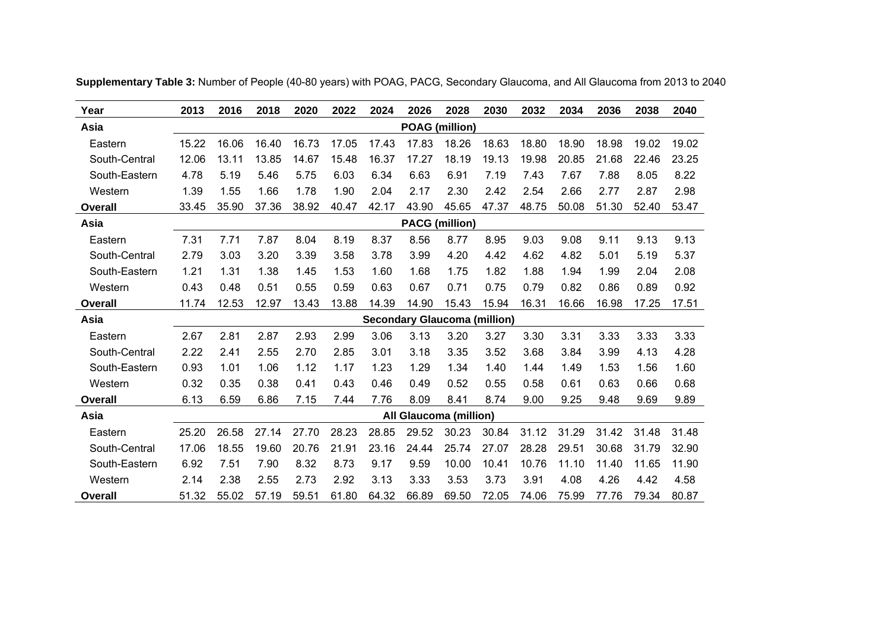**Supplementary Table 3:** Number of People (40-80 years) with POAG, PACG, Secondary Glaucoma, and All Glaucoma from 2013 to 2040

| Year | 2013 | 2016 | 2018 | 2020 | 2022 | 2024 | 2026 | 2028 | 2030 | 2032 | 2034 | 2036 | 2038 | 2040 |
|---|---|---|---|---|---|---|---|---|---|---|---|---|---|---|
| **Asia** | **POAG (million)** | | | | | | | | | | | | | |
| Eastern | 15.22 | 16.06 | 16.40 | 16.73 | 17.05 | 17.43 | 17.83 | 18.26 | 18.63 | 18.80 | 18.90 | 18.98 | 19.02 | 19.02 |
| South-Central | 12.06 | 13.11 | 13.85 | 14.67 | 15.48 | 16.37 | 17.27 | 18.19 | 19.13 | 19.98 | 20.85 | 21.68 | 22.46 | 23.25 |
| South-Eastern | 4.78 | 5.19 | 5.46 | 5.75 | 6.03 | 6.34 | 6.63 | 6.91 | 7.19 | 7.43 | 7.67 | 7.88 | 8.05 | 8.22 |
| Western | 1.39 | 1.55 | 1.66 | 1.78 | 1.90 | 2.04 | 2.17 | 2.30 | 2.42 | 2.54 | 2.66 | 2.77 | 2.87 | 2.98 |
| **Overall** | 33.45 | 35.90 | 37.36 | 38.92 | 40.47 | 42.17 | 43.90 | 45.65 | 47.37 | 48.75 | 50.08 | 51.30 | 52.40 | 53.47 |
| **Asia** | **PACG (million)** | | | | | | | | | | | | | |
| Eastern | 7.31 | 7.71 | 7.87 | 8.04 | 8.19 | 8.37 | 8.56 | 8.77 | 8.95 | 9.03 | 9.08 | 9.11 | 9.13 | 9.13 |
| South-Central | 2.79 | 3.03 | 3.20 | 3.39 | 3.58 | 3.78 | 3.99 | 4.20 | 4.42 | 4.62 | 4.82 | 5.01 | 5.19 | 5.37 |
| South-Eastern | 1.21 | 1.31 | 1.38 | 1.45 | 1.53 | 1.60 | 1.68 | 1.75 | 1.82 | 1.88 | 1.94 | 1.99 | 2.04 | 2.08 |
| Western | 0.43 | 0.48 | 0.51 | 0.55 | 0.59 | 0.63 | 0.67 | 0.71 | 0.75 | 0.79 | 0.82 | 0.86 | 0.89 | 0.92 |
| **Overall** | 11.74 | 12.53 | 12.97 | 13.43 | 13.88 | 14.39 | 14.90 | 15.43 | 15.94 | 16.31 | 16.66 | 16.98 | 17.25 | 17.51 |
| **Asia** | **Secondary Glaucoma (million)** | | | | | | | | | | | | | |
| Eastern | 2.67 | 2.81 | 2.87 | 2.93 | 2.99 | 3.06 | 3.13 | 3.20 | 3.27 | 3.30 | 3.31 | 3.33 | 3.33 | 3.33 |
| South-Central | 2.22 | 2.41 | 2.55 | 2.70 | 2.85 | 3.01 | 3.18 | 3.35 | 3.52 | 3.68 | 3.84 | 3.99 | 4.13 | 4.28 |
| South-Eastern | 0.93 | 1.01 | 1.06 | 1.12 | 1.17 | 1.23 | 1.29 | 1.34 | 1.40 | 1.44 | 1.49 | 1.53 | 1.56 | 1.60 |
| Western | 0.32 | 0.35 | 0.38 | 0.41 | 0.43 | 0.46 | 0.49 | 0.52 | 0.55 | 0.58 | 0.61 | 0.63 | 0.66 | 0.68 |
| **Overall** | 6.13 | 6.59 | 6.86 | 7.15 | 7.44 | 7.76 | 8.09 | 8.41 | 8.74 | 9.00 | 9.25 | 9.48 | 9.69 | 9.89 |
| **Asia** | **All Glaucoma (million)** | | | | | | | | | | | | | |
| Eastern | 25.20 | 26.58 | 27.14 | 27.70 | 28.23 | 28.85 | 29.52 | 30.23 | 30.84 | 31.12 | 31.29 | 31.42 | 31.48 | 31.48 |
| South-Central | 17.06 | 18.55 | 19.60 | 20.76 | 21.91 | 23.16 | 24.44 | 25.74 | 27.07 | 28.28 | 29.51 | 30.68 | 31.79 | 32.90 |
| South-Eastern | 6.92 | 7.51 | 7.90 | 8.32 | 8.73 | 9.17 | 9.59 | 10.00 | 10.41 | 10.76 | 11.10 | 11.40 | 11.65 | 11.90 |
| Western | 2.14 | 2.38 | 2.55 | 2.73 | 2.92 | 3.13 | 3.33 | 3.53 | 3.73 | 3.91 | 4.08 | 4.26 | 4.42 | 4.58 |
| **Overall** | 51.32 | 55.02 | 57.19 | 59.51 | 61.80 | 64.32 | 66.89 | 69.50 | 72.05 | 74.06 | 75.99 | 77.76 | 79.34 | 80.87 |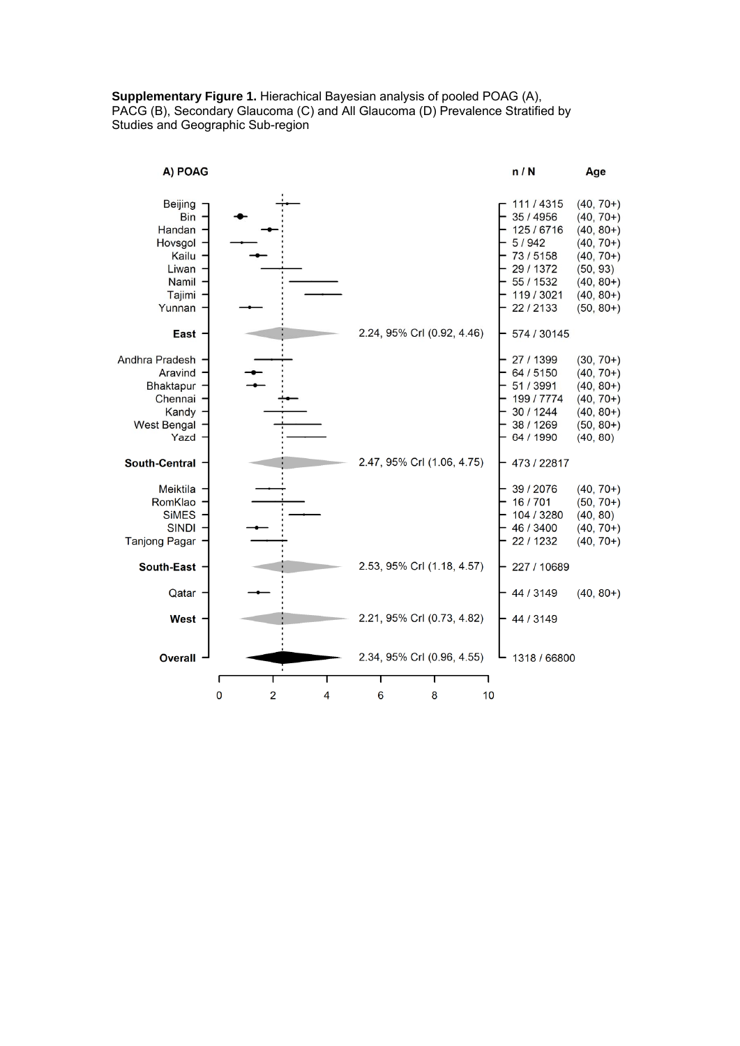**Supplementary Figure 1.** Hierachical Bayesian analysis of pooled POAG (A), PACG (B), Secondary Glaucoma (C) and All Glaucoma (D) Prevalence Stratified by Studies and Geographic Sub-region

A) POAG

| Study | Estimate | n / N | Age |
|---|---|---|---|
| Beijing | | 111 / 4315 | (40, 70+) |
| Bin | | 35 / 4956 | (40, 70+) |
| Handan | | 125 / 6716 | (40, 80+) |
| Hovsgol | | 5 / 942 | (40, 70+) |
| Kailu | | 73 / 5158 | (40, 70+) |
| Liwan | | 29 / 1372 | (50, 93) |
| Namil | | 55 / 1532 | (40, 80+) |
| Tajimi | | 119 / 3021 | (40, 80+) |
| Yunnan | | 22 / 2133 | (50, 80+) |
| **East** | 2.24, 95% CrI (0.92, 4.46) | 574 / 30145 | |
| Andhra Pradesh | | 27 / 1399 | (30, 70+) |
| Aravind | | 64 / 5150 | (40, 70+) |
| Bhaktapur | | 51 / 3991 | (40, 80+) |
| Chennai | | 199 / 7774 | (40, 70+) |
| Kandy | | 30 / 1244 | (40, 80+) |
| West Bengal | | 38 / 1269 | (50, 80+) |
| Yazd | | 64 / 1990 | (40, 80) |
| **South-Central** | 2.47, 95% CrI (1.06, 4.75) | 473 / 22817 | |
| Meiktila | | 39 / 2076 | (40, 70+) |
| RomKlao | | 16 / 701 | (50, 70+) |
| SiMES | | 104 / 3280 | (40, 80) |
| SINDI | | 46 / 3400 | (40, 70+) |
| Tanjong Pagar | | 22 / 1232 | (40, 70+) |
| **South-East** | 2.53, 95% CrI (1.18, 4.57) | 227 / 10689 | |
| Qatar | | 44 / 3149 | (40, 80+) |
| **West** | 2.21, 95% CrI (0.73, 4.82) | 44 / 3149 | |
| **Overall** | 2.34, 95% CrI (0.96, 4.55) | 1318 / 66800 | |

x-axis: 0, 2, 4, 6, 8, 10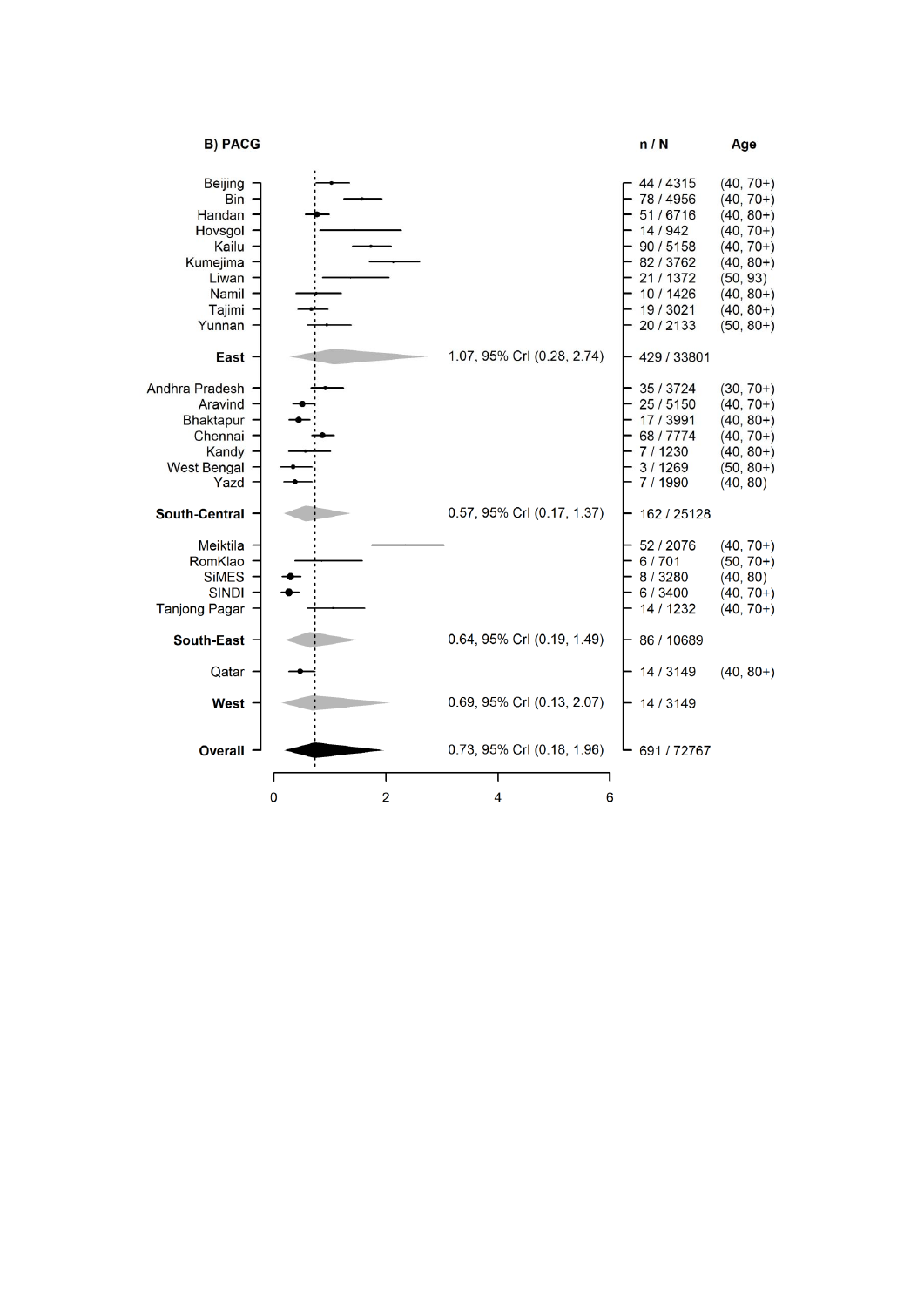**B) PACG**

| Study | Estimate | n / N | Age |
|---|---|---|---|
| Beijing | | 44 / 4315 | (40, 70+) |
| Bin | | 78 / 4956 | (40, 70+) |
| Handan | | 51 / 6716 | (40, 80+) |
| Hovsgol | | 14 / 942 | (40, 70+) |
| Kailu | | 90 / 5158 | (40, 70+) |
| Kumejima | | 82 / 3762 | (40, 80+) |
| Liwan | | 21 / 1372 | (50, 93) |
| Namil | | 10 / 1426 | (40, 80+) |
| Tajimi | | 19 / 3021 | (40, 80+) |
| Yunnan | | 20 / 2133 | (50, 80+) |
| **East** | 1.07, 95% CrI (0.28, 2.74) | 429 / 33801 | |
| Andhra Pradesh | | 35 / 3724 | (30, 70+) |
| Aravind | | 25 / 5150 | (40, 70+) |
| Bhaktapur | | 17 / 3991 | (40, 80+) |
| Chennai | | 68 / 7774 | (40, 70+) |
| Kandy | | 7 / 1230 | (40, 80+) |
| West Bengal | | 3 / 1269 | (50, 80+) |
| Yazd | | 7 / 1990 | (40, 80) |
| **South-Central** | 0.57, 95% CrI (0.17, 1.37) | 162 / 25128 | |
| Meiktila | | 52 / 2076 | (40, 70+) |
| RomKlao | | 6 / 701 | (50, 70+) |
| SiMES | | 8 / 3280 | (40, 80) |
| SINDI | | 6 / 3400 | (40, 70+) |
| Tanjong Pagar | | 14 / 1232 | (40, 70+) |
| **South-East** | 0.64, 95% CrI (0.19, 1.49) | 86 / 10689 | |
| Qatar | | 14 / 3149 | (40, 80+) |
| **West** | 0.69, 95% CrI (0.13, 2.07) | 14 / 3149 | |
| **Overall** | 0.73, 95% CrI (0.18, 1.96) | 691 / 72767 | |

x-axis: 0, 2, 4, 6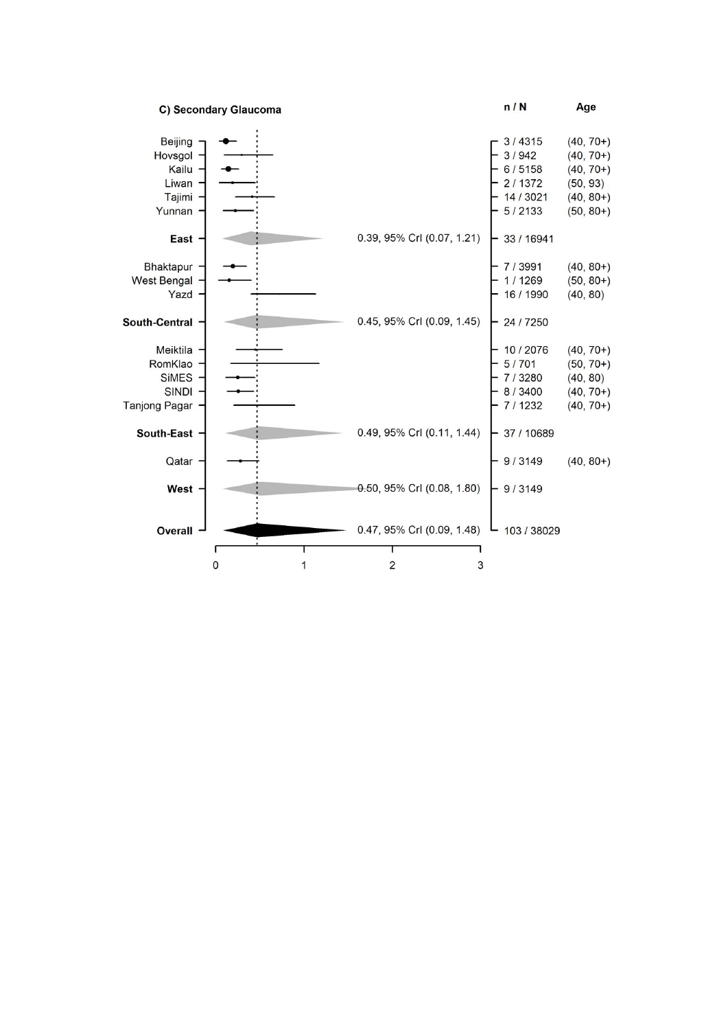**C) Secondary Glaucoma**

| Study / Region | Estimate | n / N | Age |
|---|---|---|---|
| Beijing | | 3 / 4315 | (40, 70+) |
| Hovsgol | | 3 / 942 | (40, 70+) |
| Kailu | | 6 / 5158 | (40, 70+) |
| Liwan | | 2 / 1372 | (50, 93) |
| Tajimi | | 14 / 3021 | (40, 80+) |
| Yunnan | | 5 / 2133 | (50, 80+) |
| **East** | 0.39, 95% CrI (0.07, 1.21) | 33 / 16941 | |
| Bhaktapur | | 7 / 3991 | (40, 80+) |
| West Bengal | | 1 / 1269 | (50, 80+) |
| Yazd | | 16 / 1990 | (40, 80) |
| **South-Central** | 0.45, 95% CrI (0.09, 1.45) | 24 / 7250 | |
| Meiktila | | 10 / 2076 | (40, 70+) |
| RomKlao | | 5 / 701 | (50, 70+) |
| SiMES | | 7 / 3280 | (40, 80) |
| SINDI | | 8 / 3400 | (40, 70+) |
| Tanjong Pagar | | 7 / 1232 | (40, 70+) |
| **South-East** | 0.49, 95% CrI (0.11, 1.44) | 37 / 10689 | |
| Qatar | | 9 / 3149 | (40, 80+) |
| **West** | 0.50, 95% CrI (0.08, 1.80) | 9 / 3149 | |
| **Overall** | 0.47, 95% CrI (0.09, 1.48) | 103 / 38029 | |

x-axis: 0, 1, 2, 3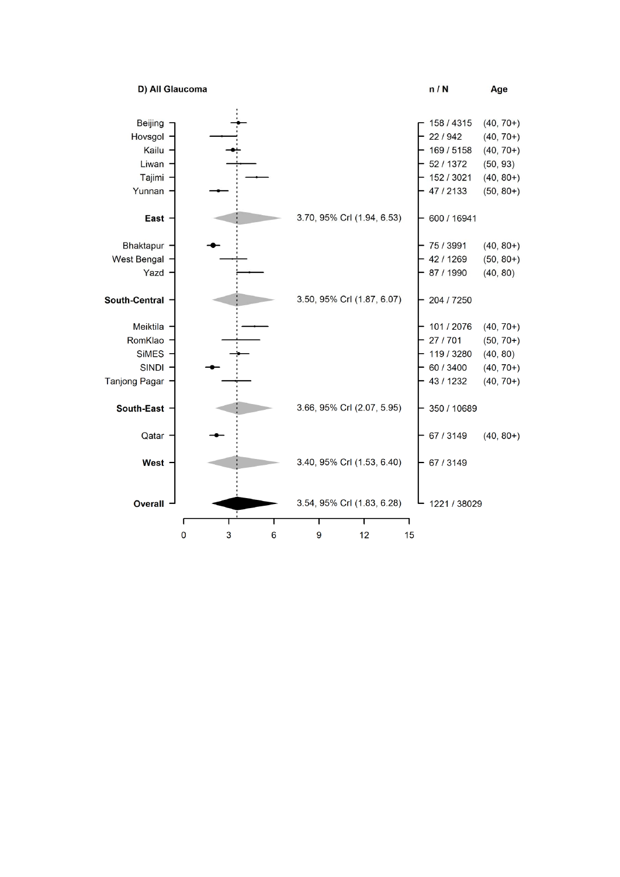**D) All Glaucoma**

| Study / Region | Estimate | n / N | Age |
|---|---|---|---|
| Beijing | | 158 / 4315 | (40, 70+) |
| Hovsgol | | 22 / 942 | (40, 70+) |
| Kailu | | 169 / 5158 | (40, 70+) |
| Liwan | | 52 / 1372 | (50, 93) |
| Tajimi | | 152 / 3021 | (40, 80+) |
| Yunnan | | 47 / 2133 | (50, 80+) |
| **East** | 3.70, 95% CrI (1.94, 6.53) | 600 / 16941 | |
| Bhaktapur | | 75 / 3991 | (40, 80+) |
| West Bengal | | 42 / 1269 | (50, 80+) |
| Yazd | | 87 / 1990 | (40, 80) |
| **South-Central** | 3.50, 95% CrI (1.87, 6.07) | 204 / 7250 | |
| Meiktila | | 101 / 2076 | (40, 70+) |
| RomKlao | | 27 / 701 | (50, 70+) |
| SiMES | | 119 / 3280 | (40, 80) |
| SINDI | | 60 / 3400 | (40, 70+) |
| Tanjong Pagar | | 43 / 1232 | (40, 70+) |
| **South-East** | 3.66, 95% CrI (2.07, 5.95) | 350 / 10689 | |
| Qatar | | 67 / 3149 | (40, 80+) |
| **West** | 3.40, 95% CrI (1.53, 6.40) | 67 / 3149 | |
| **Overall** | 3.54, 95% CrI (1.83, 6.28) | 1221 / 38029 | |

x-axis: 0, 3, 6, 9, 12, 15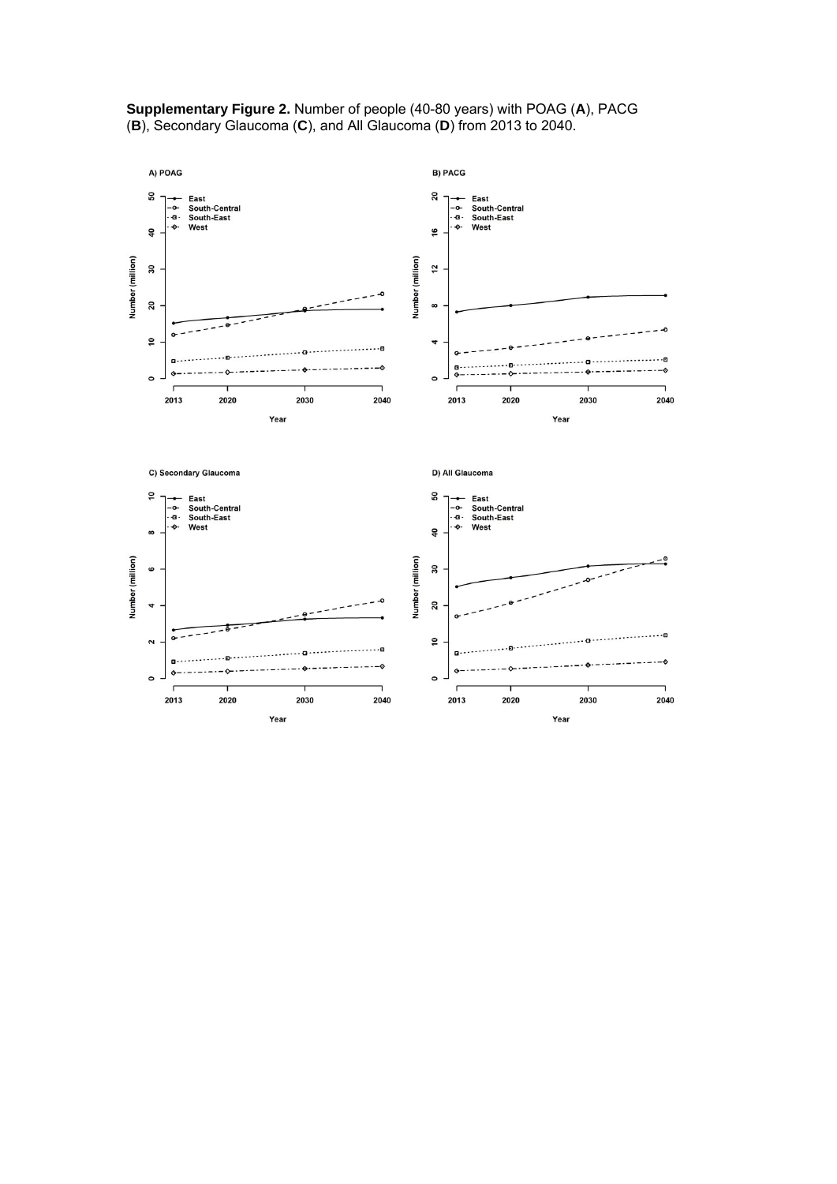**Supplementary Figure 2.** Number of people (40-80 years) with POAG (**A**), PACG (**B**), Secondary Glaucoma (**C**), and All Glaucoma (**D**) from 2013 to 2040.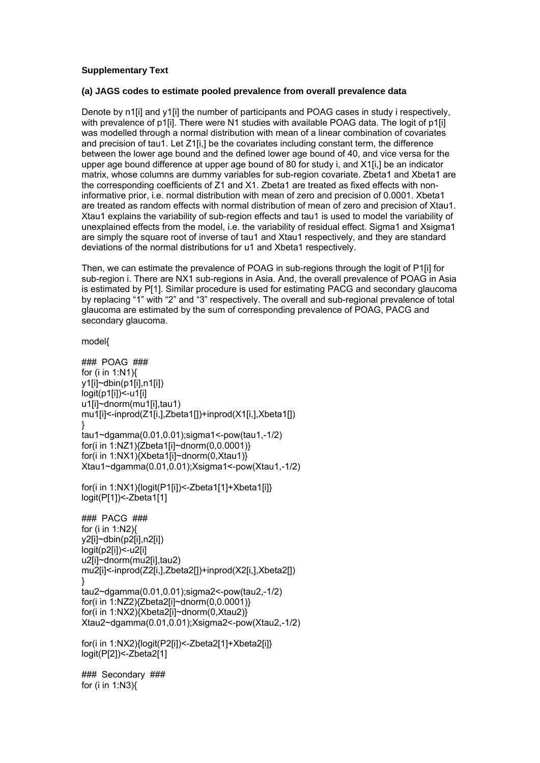**Supplementary Text**

**(a) JAGS codes to estimate pooled prevalence from overall prevalence data**

Denote by n1[i] and y1[i] the number of participants and POAG cases in study i respectively, with prevalence of p1[i]. There were N1 studies with available POAG data. The logit of p1[i] was modelled through a normal distribution with mean of a linear combination of covariates and precision of tau1. Let Z1[i,] be the covariates including constant term, the difference between the lower age bound and the defined lower age bound of 40, and vice versa for the upper age bound difference at upper age bound of 80 for study i, and X1[i,] be an indicator matrix, whose columns are dummy variables for sub-region covariate. Zbeta1 and Xbeta1 are the corresponding coefficients of Z1 and X1. Zbeta1 are treated as fixed effects with non-informative prior, i.e. normal distribution with mean of zero and precision of 0.0001. Xbeta1 are treated as random effects with normal distribution of mean of zero and precision of Xtau1. Xtau1 explains the variability of sub-region effects and tau1 is used to model the variability of unexplained effects from the model, i.e. the variability of residual effect. Sigma1 and Xsigma1 are simply the square root of inverse of tau1 and Xtau1 respectively, and they are standard deviations of the normal distributions for u1 and Xbeta1 respectively.

Then, we can estimate the prevalence of POAG in sub-regions through the logit of P1[i] for sub-region i. There are NX1 sub-regions in Asia. And, the overall prevalence of POAG in Asia is estimated by P[1]. Similar procedure is used for estimating PACG and secondary glaucoma by replacing "1" with "2" and "3" respectively. The overall and sub-regional prevalence of total glaucoma are estimated by the sum of corresponding prevalence of POAG, PACG and secondary glaucoma.

```
model{

### POAG ###
for (i in 1:N1){
y1[i]~dbin(p1[i],n1[i])
logit(p1[i])<-u1[i]
u1[i]~dnorm(mu1[i],tau1)
mu1[i]<-inprod(Z1[i,],Zbeta1[])+inprod(X1[i,],Xbeta1[])
}
tau1~dgamma(0.01,0.01);sigma1<-pow(tau1,-1/2)
for(i in 1:NZ1){Zbeta1[i]~dnorm(0,0.0001)}
for(i in 1:NX1){Xbeta1[i]~dnorm(0,Xtau1)}
Xtau1~dgamma(0.01,0.01);Xsigma1<-pow(Xtau1,-1/2)

for(i in 1:NX1){logit(P1[i])<-Zbeta1[1]+Xbeta1[i]}
logit(P[1])<-Zbeta1[1]

### PACG ###
for (i in 1:N2){
y2[i]~dbin(p2[i],n2[i])
logit(p2[i])<-u2[i]
u2[i]~dnorm(mu2[i],tau2)
mu2[i]<-inprod(Z2[i,],Zbeta2[])+inprod(X2[i,],Xbeta2[])
}
tau2~dgamma(0.01,0.01);sigma2<-pow(tau2,-1/2)
for(i in 1:NZ2){Zbeta2[i]~dnorm(0,0.0001)}
for(i in 1:NX2){Xbeta2[i]~dnorm(0,Xtau2)}
Xtau2~dgamma(0.01,0.01);Xsigma2<-pow(Xtau2,-1/2)

for(i in 1:NX2){logit(P2[i])<-Zbeta2[1]+Xbeta2[i]}
logit(P[2])<-Zbeta2[1]

### Secondary ###
for (i in 1:N3){
```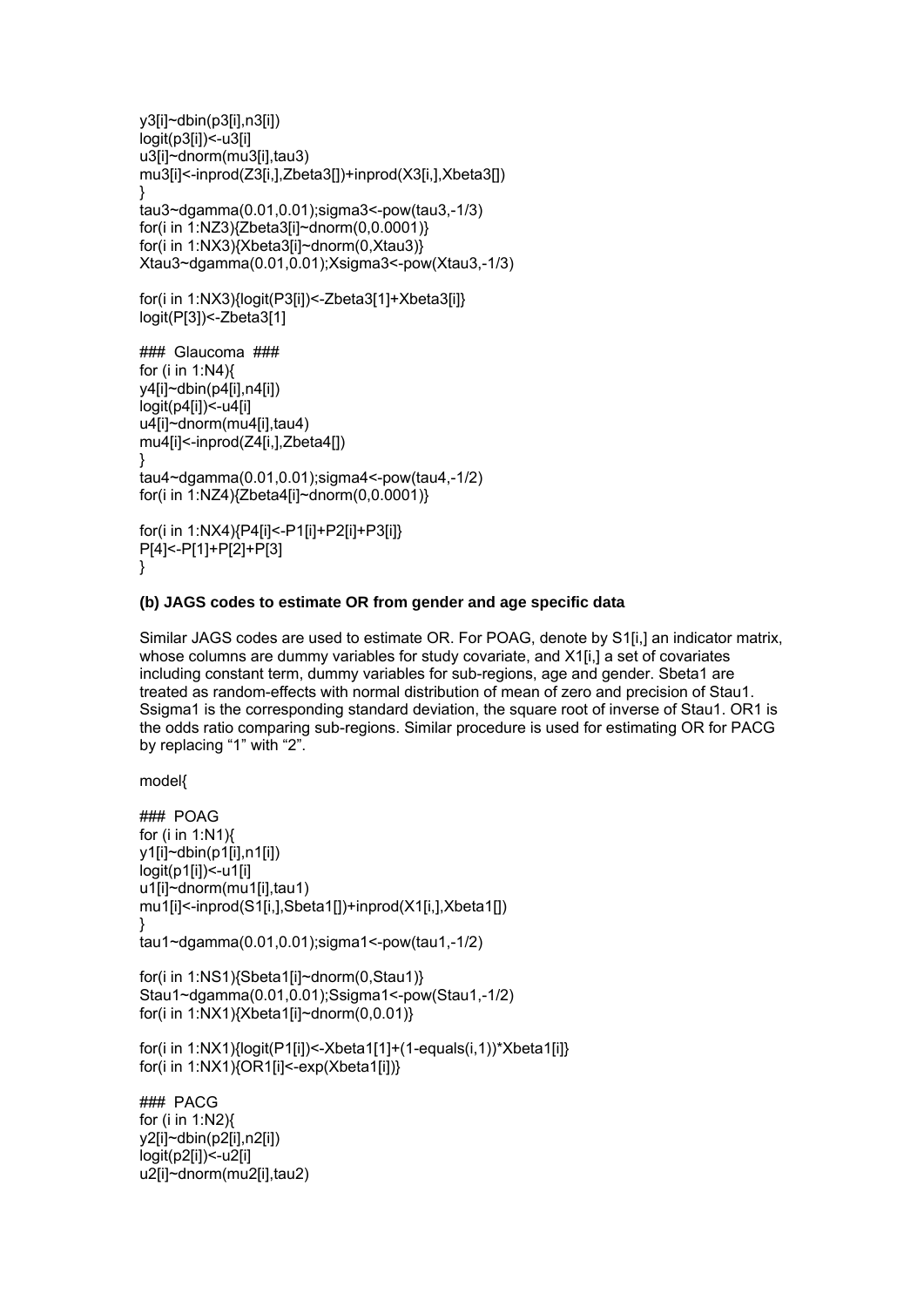```
y3[i]~dbin(p3[i],n3[i])
logit(p3[i])<-u3[i]
u3[i]~dnorm(mu3[i],tau3)
mu3[i]<-inprod(Z3[i,],Zbeta3[])+inprod(X3[i,],Xbeta3[])
}
tau3~dgamma(0.01,0.01);sigma3<-pow(tau3,-1/3)
for(i in 1:NZ3){Zbeta3[i]~dnorm(0,0.0001)}
for(i in 1:NX3){Xbeta3[i]~dnorm(0,Xtau3)}
Xtau3~dgamma(0.01,0.01);Xsigma3<-pow(Xtau3,-1/3)

for(i in 1:NX3){logit(P3[i])<-Zbeta3[1]+Xbeta3[i]}
logit(P[3])<-Zbeta3[1]

### Glaucoma ###
for (i in 1:N4){
y4[i]~dbin(p4[i],n4[i])
logit(p4[i])<-u4[i]
u4[i]~dnorm(mu4[i],tau4)
mu4[i]<-inprod(Z4[i,],Zbeta4[])
}
tau4~dgamma(0.01,0.01);sigma4<-pow(tau4,-1/2)
for(i in 1:NZ4){Zbeta4[i]~dnorm(0,0.0001)}

for(i in 1:NX4){P4[i]<-P1[i]+P2[i]+P3[i]}
P[4]<-P[1]+P[2]+P[3]
}
```

**(b) JAGS codes to estimate OR from gender and age specific data**

Similar JAGS codes are used to estimate OR. For POAG, denote by S1[i,] an indicator matrix, whose columns are dummy variables for study covariate, and X1[i,] a set of covariates including constant term, dummy variables for sub-regions, age and gender. Sbeta1 are treated as random-effects with normal distribution of mean of zero and precision of Stau1. Ssigma1 is the corresponding standard deviation, the square root of inverse of Stau1. OR1 is the odds ratio comparing sub-regions. Similar procedure is used for estimating OR for PACG by replacing "1" with "2".

```
model{

### POAG
for (i in 1:N1){
y1[i]~dbin(p1[i],n1[i])
logit(p1[i])<-u1[i]
u1[i]~dnorm(mu1[i],tau1)
mu1[i]<-inprod(S1[i,],Sbeta1[])+inprod(X1[i,],Xbeta1[])
}
tau1~dgamma(0.01,0.01);sigma1<-pow(tau1,-1/2)

for(i in 1:NS1){Sbeta1[i]~dnorm(0,Stau1)}
Stau1~dgamma(0.01,0.01);Ssigma1<-pow(Stau1,-1/2)
for(i in 1:NX1){Xbeta1[i]~dnorm(0,0.01)}

for(i in 1:NX1){logit(P1[i])<-Xbeta1[1]+(1-equals(i,1))*Xbeta1[i]}
for(i in 1:NX1){OR1[i]<-exp(Xbeta1[i])}

### PACG
for (i in 1:N2){
y2[i]~dbin(p2[i],n2[i])
logit(p2[i])<-u2[i]
u2[i]~dnorm(mu2[i],tau2)
```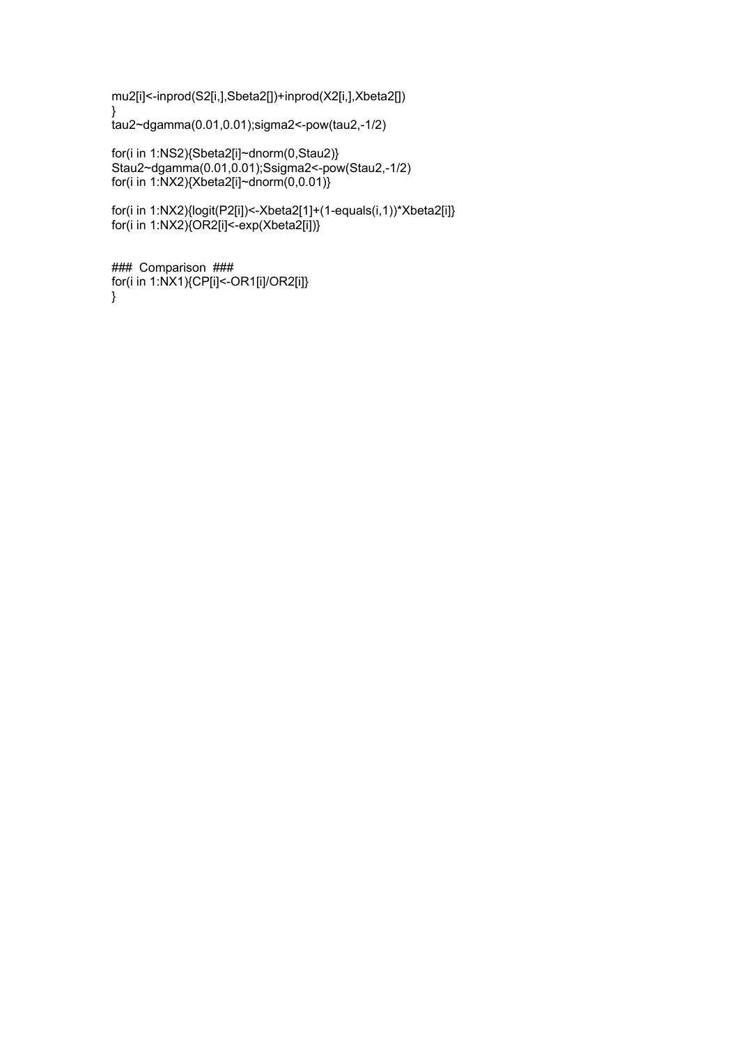```
mu2[i]<-inprod(S2[i,],Sbeta2[])+inprod(X2[i,],Xbeta2[])
}
tau2~dgamma(0.01,0.01);sigma2<-pow(tau2,-1/2)

for(i in 1:NS2){Sbeta2[i]~dnorm(0,Stau2)}
Stau2~dgamma(0.01,0.01);Ssigma2<-pow(Stau2,-1/2)
for(i in 1:NX2){Xbeta2[i]~dnorm(0,0.01)}

for(i in 1:NX2){logit(P2[i])<-Xbeta2[1]+(1-equals(i,1))*Xbeta2[i]}
for(i in 1:NX2){OR2[i]<-exp(Xbeta2[i])}


###  Comparison  ###
for(i in 1:NX1){CP[i]<-OR1[i]/OR2[i]}
}
```